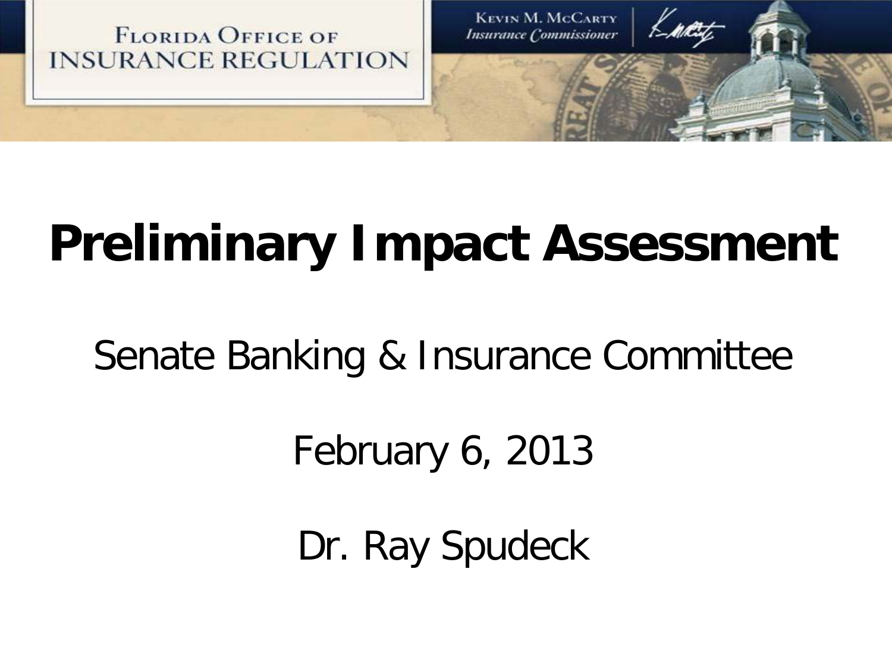FLORIDA OFFICE OF INSURANCE REGULATION

KEVIN M. MCCARTY
*Insurance Commissioner*

# Preliminary Impact Assessment

Senate Banking & Insurance Committee

February 6, 2013

Dr. Ray Spudeck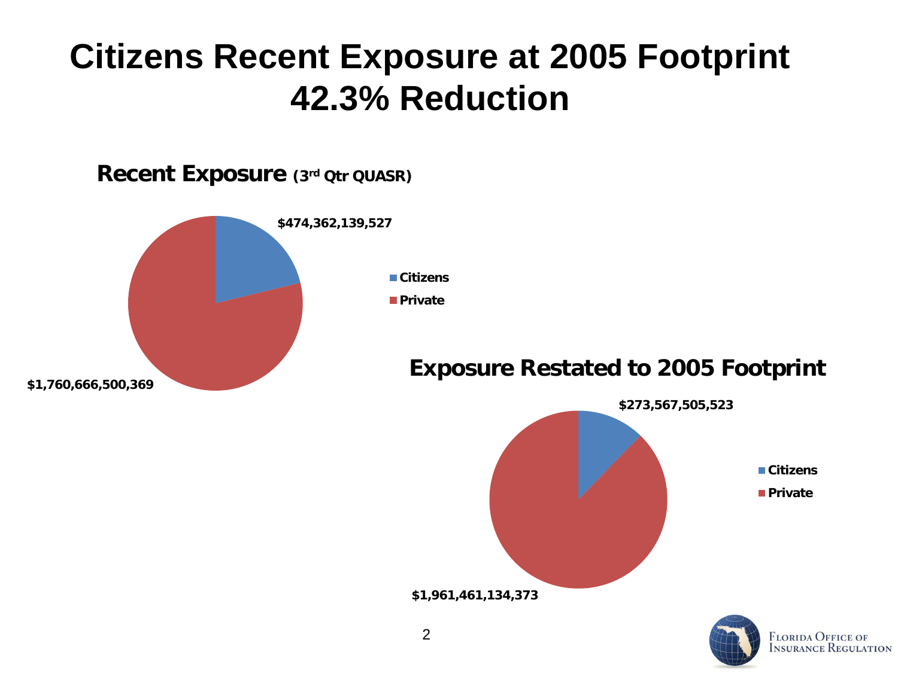# Citizens Recent Exposure at 2005 Footprint
# 42.3% Reduction

**Recent Exposure** (3rd Qtr QUASR)

$474,362,139,527

$1,760,666,500,369

- Citizens
- Private

**Exposure Restated to 2005 Footprint**

$273,567,505,523

$1,961,461,134,373

- Citizens
- Private

Florida Office of Insurance Regulation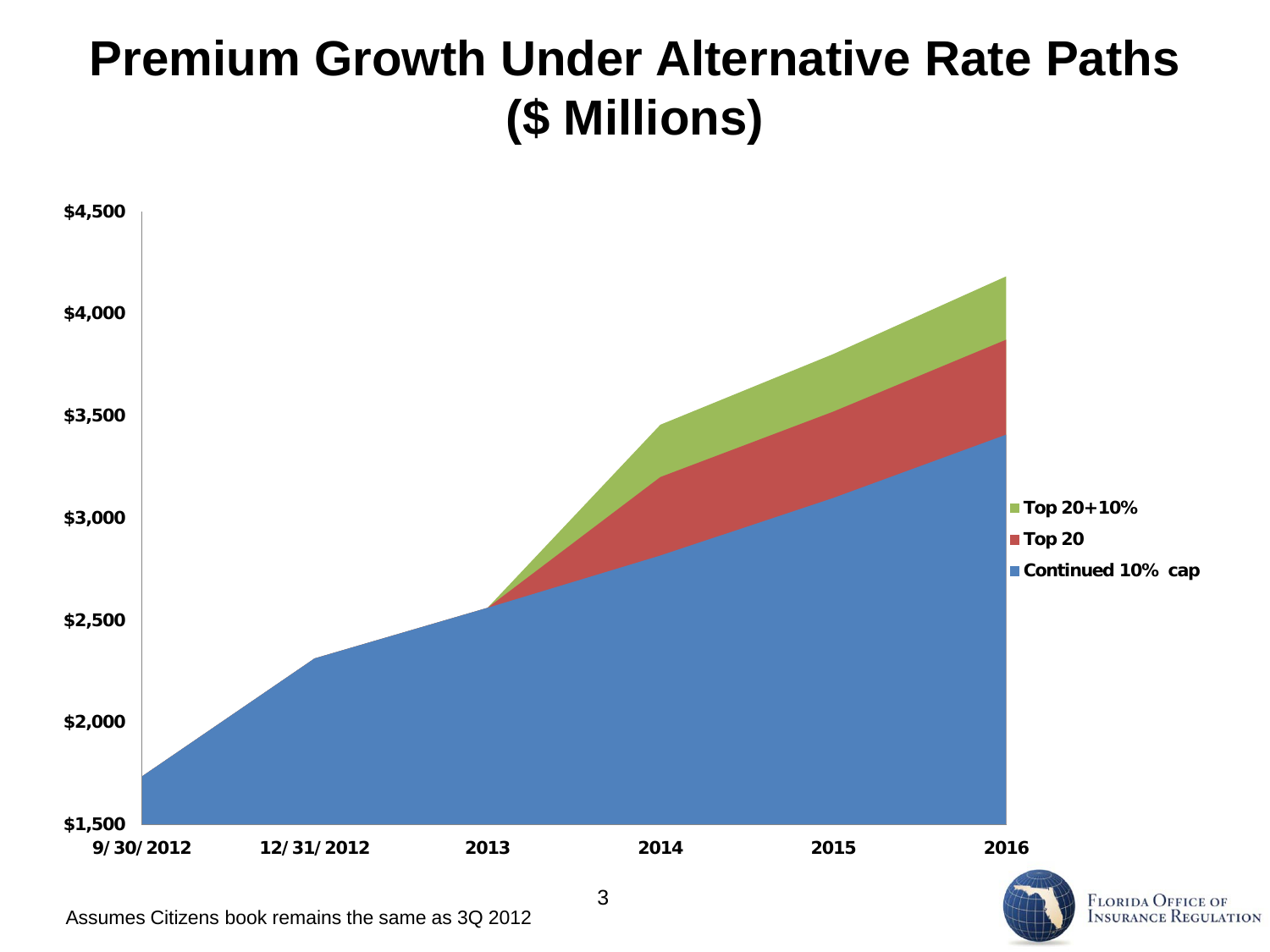# Premium Growth Under Alternative Rate Paths ($ Millions)

$4,500
$4,000
$3,500
$3,000
$2,500
$2,000
$1,500

9/30/2012 12/31/2012 2013 2014 2015 2016

- Top 20+10%
- Top 20
- Continued 10% cap

Assumes Citizens book remains the same as 3Q 2012

FLORIDA OFFICE OF INSURANCE REGULATION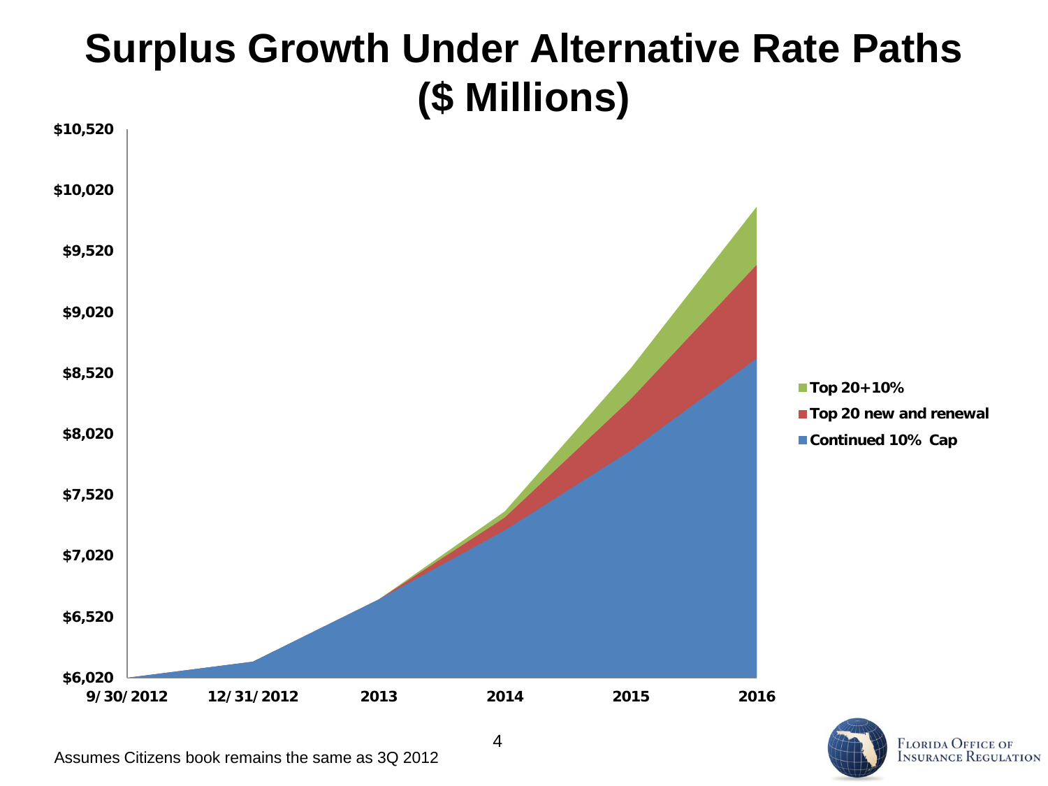# Surplus Growth Under Alternative Rate Paths ($ Millions)

- Top 20+10%
- Top 20 new and renewal
- Continued 10% Cap

$6,020 | $6,520 | $7,020 | $7,520 | $8,020 | $8,520 | $9,020 | $9,520 | $10,020 | $10,520

9/30/2012 | 12/31/2012 | 2013 | 2014 | 2015 | 2016

Assumes Citizens book remains the same as 3Q 2012

Florida Office of Insurance Regulation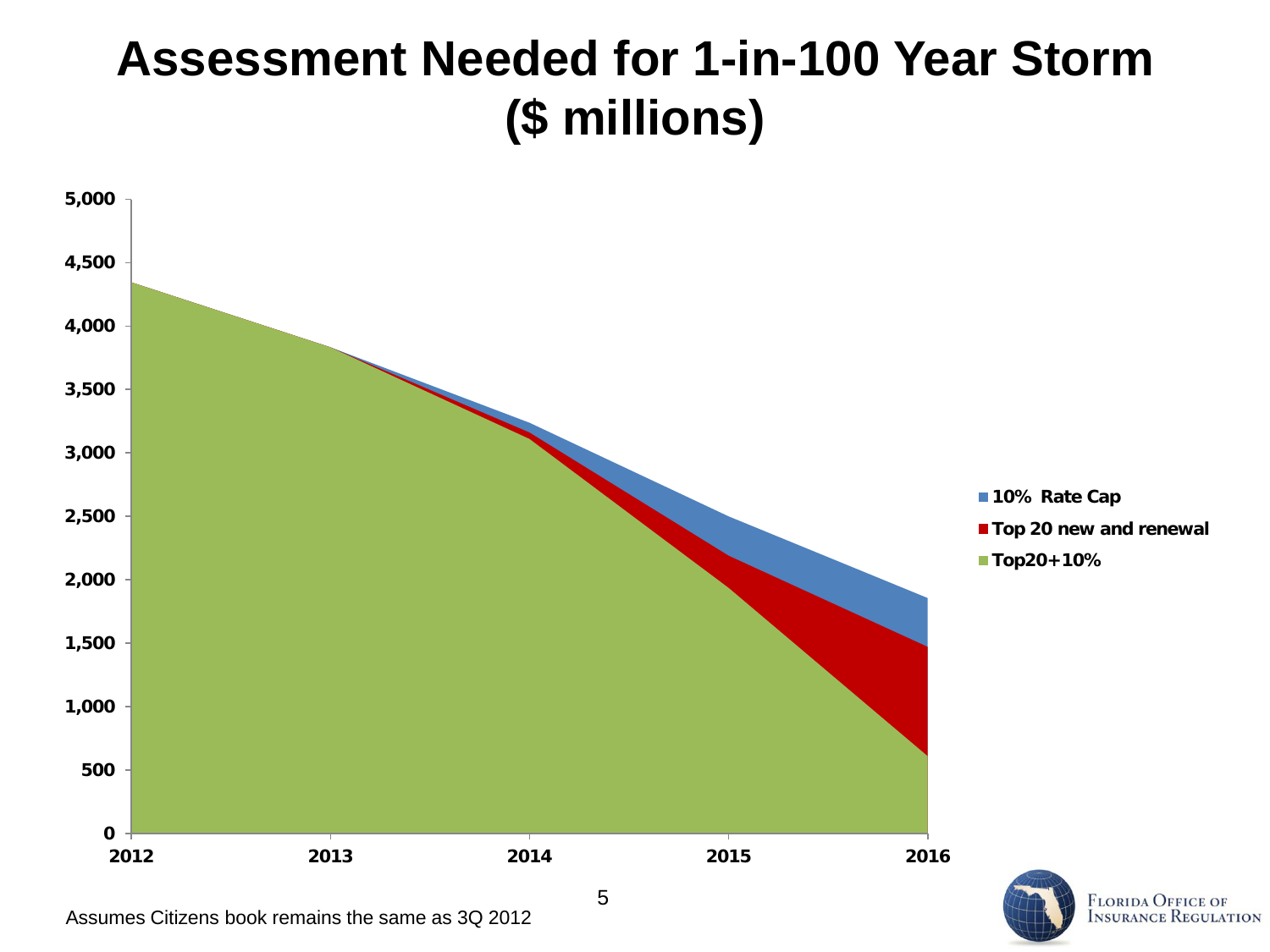# Assessment Needed for 1-in-100 Year Storm ($ millions)

5,000
4,500
4,000
3,500
3,000
2,500
2,000
1,500
1,000
500
0

2012 2013 2014 2015 2016

- 10% Rate Cap
- Top 20 new and renewal
- Top20+10%

Assumes Citizens book remains the same as 3Q 2012

FLORIDA OFFICE OF INSURANCE REGULATION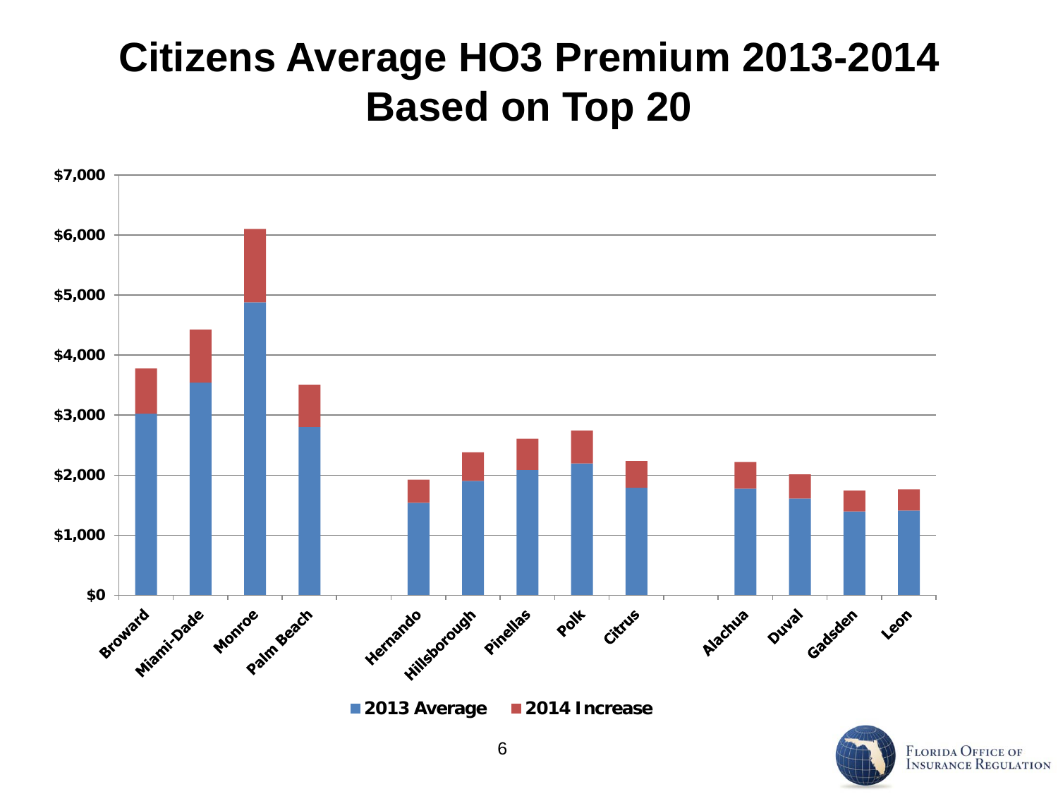# Citizens Average HO3 Premium 2013-2014 Based on Top 20

| County | 2013 Average | 2014 Increase |
| --- | --- | --- |
| Broward | | |
| Miami-Dade | | |
| Monroe | | |
| Palm Beach | | |
| Hernando | | |
| Hillsborough | | |
| Pinellas | | |
| Polk | | |
| Citrus | | |
| Alachua | | |
| Duval | | |
| Gadsden | | |
| Leon | | |

■ 2013 Average ■ 2014 Increase

Florida Office of Insurance Regulation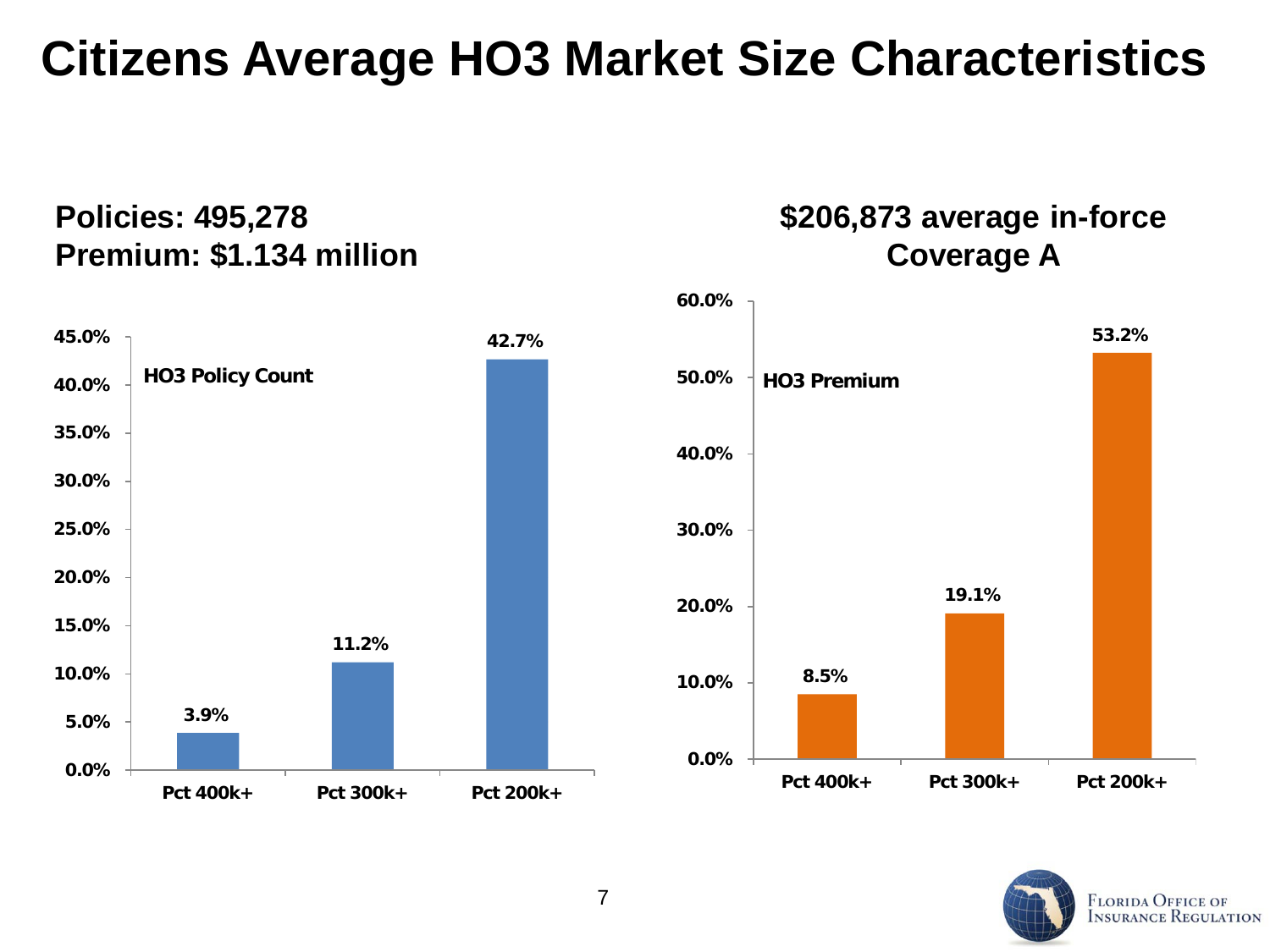# Citizens Average HO3 Market Size Characteristics

**Policies: 495,278**
**Premium: $1.134 million**

**$206,873 average in-force Coverage A**

**HO3 Policy Count**

| | Pct 400k+ | Pct 300k+ | Pct 200k+ |
|---|---|---|---|
| HO3 Policy Count | 3.9% | 11.2% | 42.7% |

**HO3 Premium**

| | Pct 400k+ | Pct 300k+ | Pct 200k+ |
|---|---|---|---|
| HO3 Premium | 8.5% | 19.1% | 53.2% |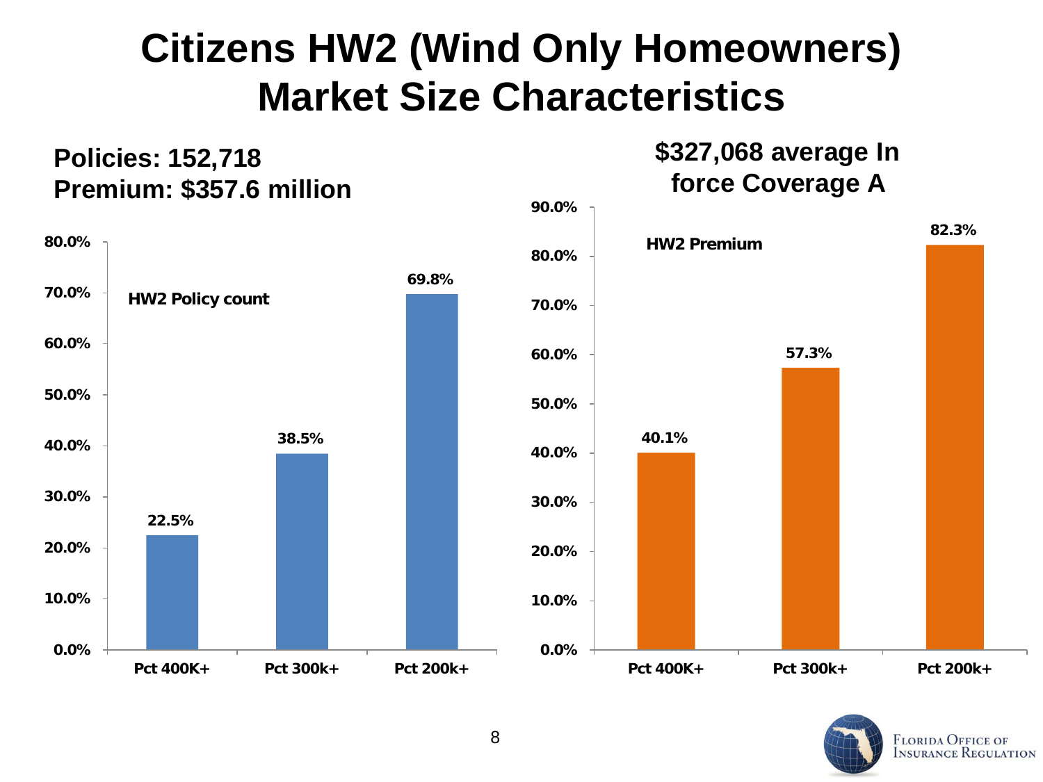# Citizens HW2 (Wind Only Homeowners) Market Size Characteristics

**Policies: 152,718**
**Premium: $357.6 million**

**HW2 Policy count**

| | Pct 400K+ | Pct 300k+ | Pct 200k+ |
|---|---|---|---|
| HW2 Policy count | 22.5% | 38.5% | 69.8% |

**$327,068 average In force Coverage A**

**HW2 Premium**

| | Pct 400K+ | Pct 300k+ | Pct 200k+ |
|---|---|---|---|
| HW2 Premium | 40.1% | 57.3% | 82.3% |

Florida Office of Insurance Regulation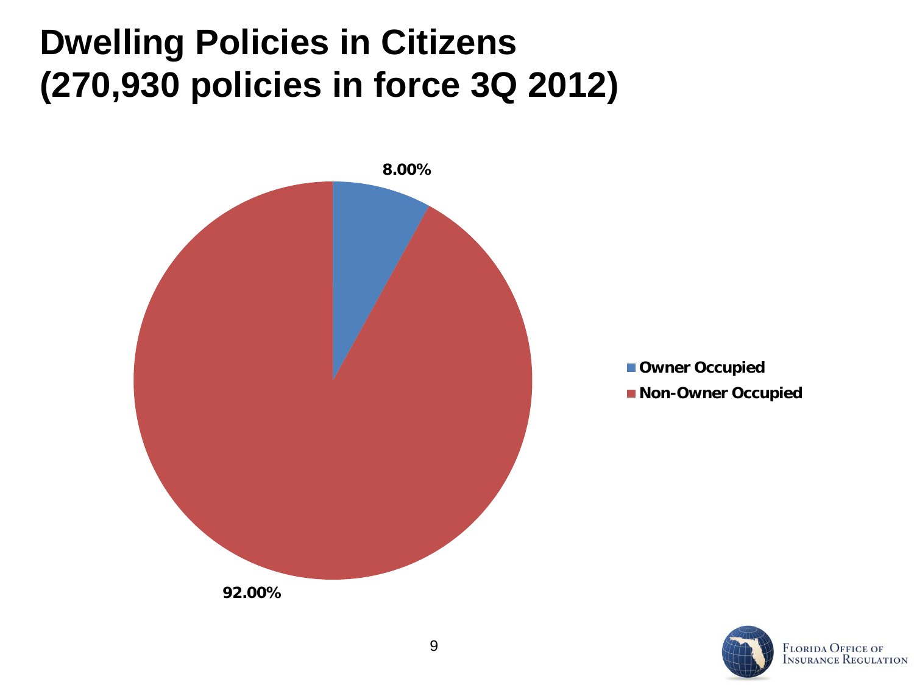# Dwelling Policies in Citizens (270,930 policies in force 3Q 2012)

8.00%

92.00%

Owner Occupied

Non-Owner Occupied